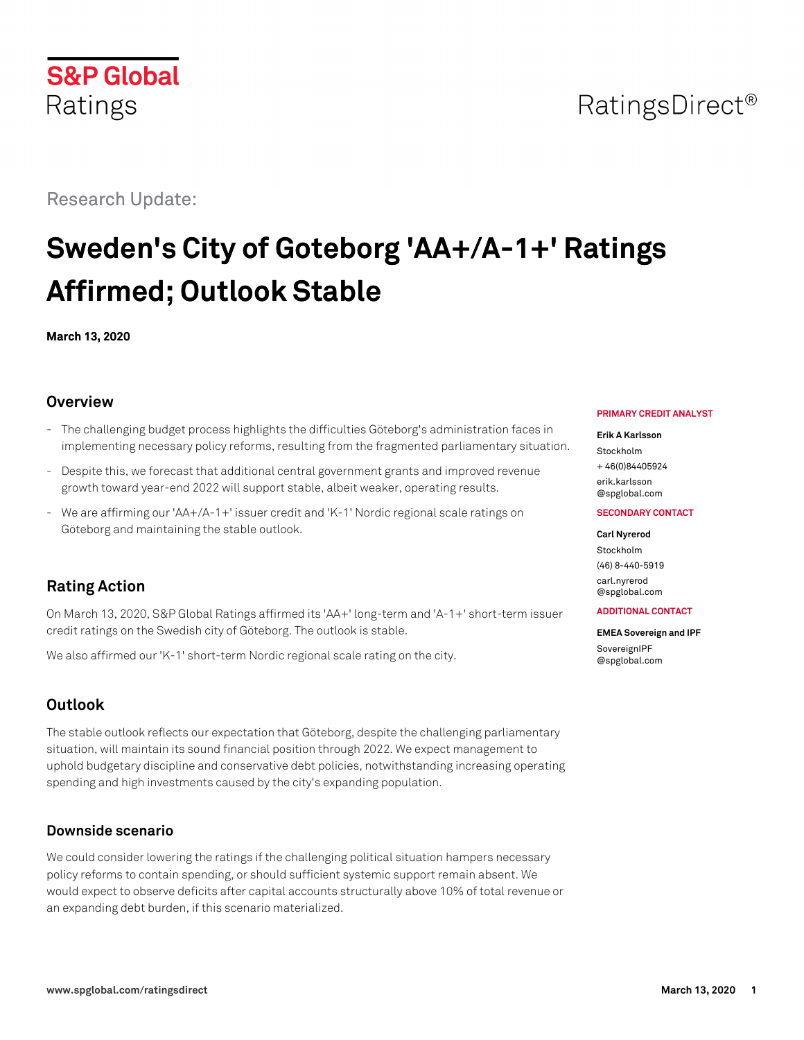S&P Global Ratings

RatingsDirect®

Research Update:

# Sweden's City of Goteborg 'AA+/A-1+' Ratings Affirmed; Outlook Stable

**March 13, 2020**

**PRIMARY CREDIT ANALYST**

**Erik A Karlsson**
Stockholm
+ 46(0)84405924
erik.karlsson@spglobal.com

**SECONDARY CONTACT**

**Carl Nyrerod**
Stockholm
(46) 8-440-5919
carl.nyrerod@spglobal.com

**ADDITIONAL CONTACT**

**EMEA Sovereign and IPF**
SovereignIPF@spglobal.com

## Overview

- The challenging budget process highlights the difficulties Göteborg's administration faces in implementing necessary policy reforms, resulting from the fragmented parliamentary situation.
- Despite this, we forecast that additional central government grants and improved revenue growth toward year-end 2022 will support stable, albeit weaker, operating results.
- We are affirming our 'AA+/A-1+' issuer credit and 'K-1' Nordic regional scale ratings on Göteborg and maintaining the stable outlook.

## Rating Action

On March 13, 2020, S&P Global Ratings affirmed its 'AA+' long-term and 'A-1+' short-term issuer credit ratings on the Swedish city of Göteborg. The outlook is stable.

We also affirmed our 'K-1' short-term Nordic regional scale rating on the city.

## Outlook

The stable outlook reflects our expectation that Göteborg, despite the challenging parliamentary situation, will maintain its sound financial position through 2022. We expect management to uphold budgetary discipline and conservative debt policies, notwithstanding increasing operating spending and high investments caused by the city's expanding population.

### Downside scenario

We could consider lowering the ratings if the challenging political situation hampers necessary policy reforms to contain spending, or should sufficient systemic support remain absent. We would expect to observe deficits after capital accounts structurally above 10% of total revenue or an expanding debt burden, if this scenario materialized.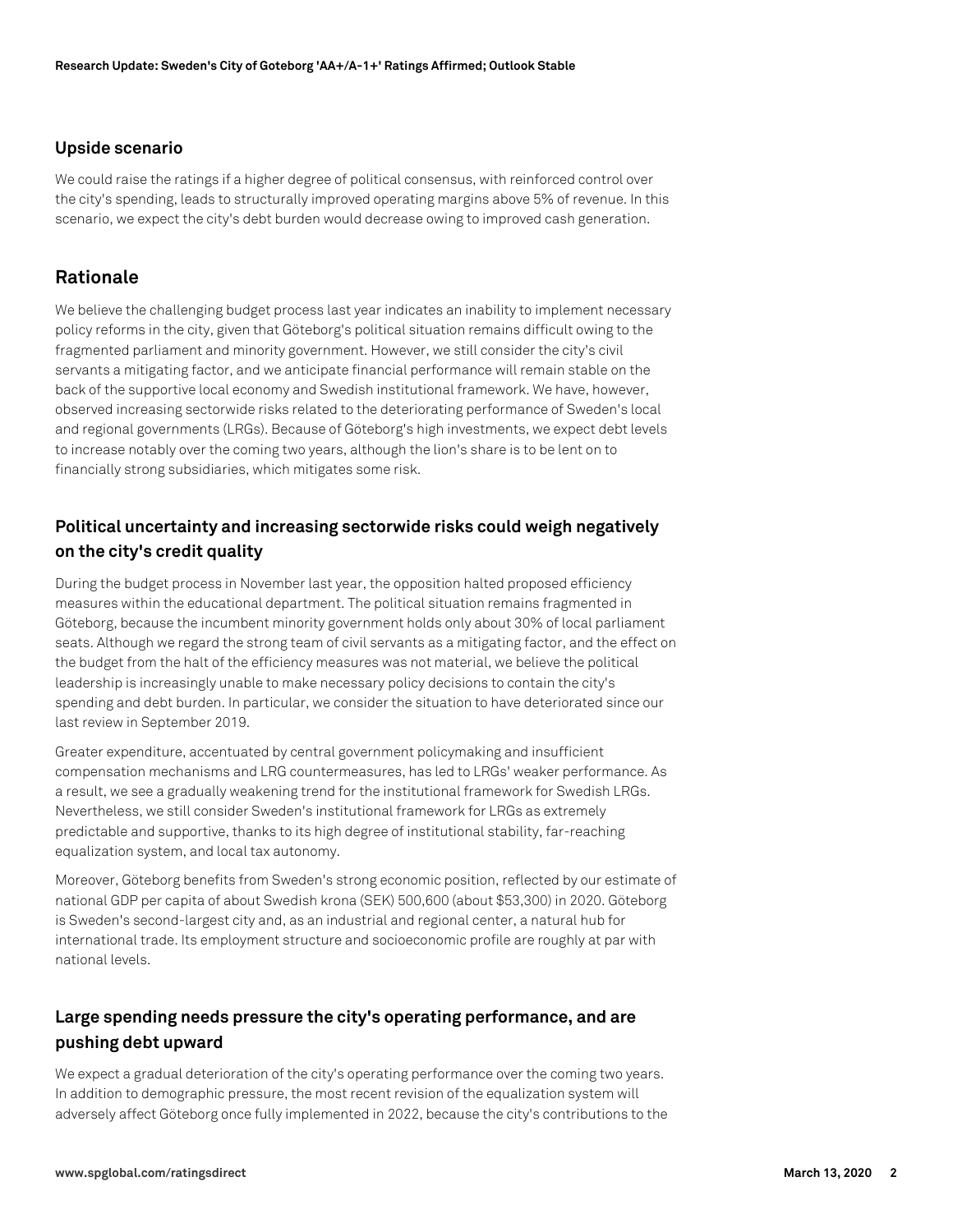### Upside scenario

We could raise the ratings if a higher degree of political consensus, with reinforced control over the city's spending, leads to structurally improved operating margins above 5% of revenue. In this scenario, we expect the city's debt burden would decrease owing to improved cash generation.

## Rationale

We believe the challenging budget process last year indicates an inability to implement necessary policy reforms in the city, given that Göteborg's political situation remains difficult owing to the fragmented parliament and minority government. However, we still consider the city's civil servants a mitigating factor, and we anticipate financial performance will remain stable on the back of the supportive local economy and Swedish institutional framework. We have, however, observed increasing sectorwide risks related to the deteriorating performance of Sweden's local and regional governments (LRGs). Because of Göteborg's high investments, we expect debt levels to increase notably over the coming two years, although the lion's share is to be lent on to financially strong subsidiaries, which mitigates some risk.

### Political uncertainty and increasing sectorwide risks could weigh negatively on the city's credit quality

During the budget process in November last year, the opposition halted proposed efficiency measures within the educational department. The political situation remains fragmented in Göteborg, because the incumbent minority government holds only about 30% of local parliament seats. Although we regard the strong team of civil servants as a mitigating factor, and the effect on the budget from the halt of the efficiency measures was not material, we believe the political leadership is increasingly unable to make necessary policy decisions to contain the city's spending and debt burden. In particular, we consider the situation to have deteriorated since our last review in September 2019.

Greater expenditure, accentuated by central government policymaking and insufficient compensation mechanisms and LRG countermeasures, has led to LRGs' weaker performance. As a result, we see a gradually weakening trend for the institutional framework for Swedish LRGs. Nevertheless, we still consider Sweden's institutional framework for LRGs as extremely predictable and supportive, thanks to its high degree of institutional stability, far-reaching equalization system, and local tax autonomy.

Moreover, Göteborg benefits from Sweden's strong economic position, reflected by our estimate of national GDP per capita of about Swedish krona (SEK) 500,600 (about $53,300) in 2020. Göteborg is Sweden's second-largest city and, as an industrial and regional center, a natural hub for international trade. Its employment structure and socioeconomic profile are roughly at par with national levels.

### Large spending needs pressure the city's operating performance, and are pushing debt upward

We expect a gradual deterioration of the city's operating performance over the coming two years. In addition to demographic pressure, the most recent revision of the equalization system will adversely affect Göteborg once fully implemented in 2022, because the city's contributions to the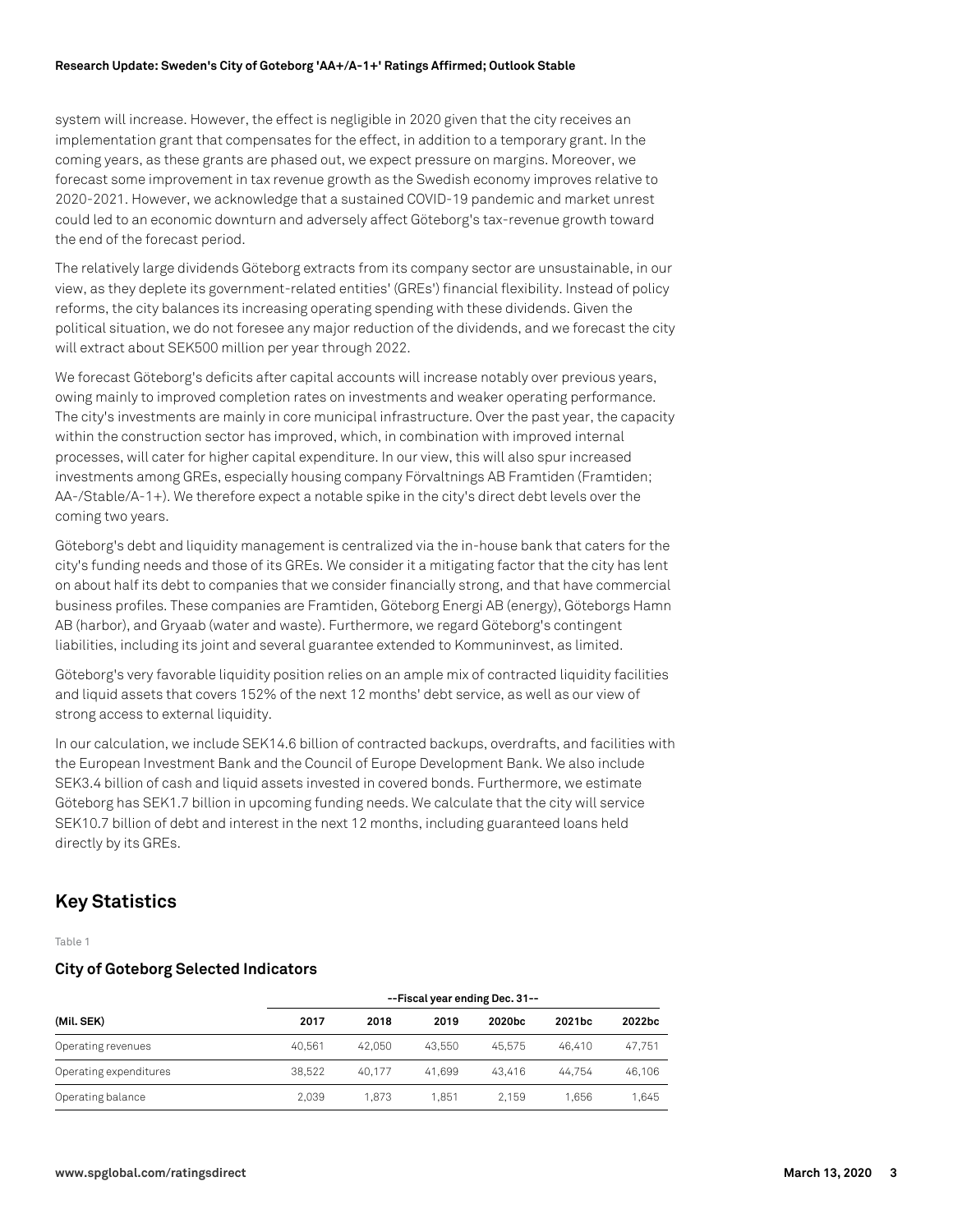system will increase. However, the effect is negligible in 2020 given that the city receives an implementation grant that compensates for the effect, in addition to a temporary grant. In the coming years, as these grants are phased out, we expect pressure on margins. Moreover, we forecast some improvement in tax revenue growth as the Swedish economy improves relative to 2020-2021. However, we acknowledge that a sustained COVID-19 pandemic and market unrest could led to an economic downturn and adversely affect Göteborg's tax-revenue growth toward the end of the forecast period.

The relatively large dividends Göteborg extracts from its company sector are unsustainable, in our view, as they deplete its government-related entities' (GREs') financial flexibility. Instead of policy reforms, the city balances its increasing operating spending with these dividends. Given the political situation, we do not foresee any major reduction of the dividends, and we forecast the city will extract about SEK500 million per year through 2022.

We forecast Göteborg's deficits after capital accounts will increase notably over previous years, owing mainly to improved completion rates on investments and weaker operating performance. The city's investments are mainly in core municipal infrastructure. Over the past year, the capacity within the construction sector has improved, which, in combination with improved internal processes, will cater for higher capital expenditure. In our view, this will also spur increased investments among GREs, especially housing company Förvaltnings AB Framtiden (Framtiden; AA-/Stable/A-1+). We therefore expect a notable spike in the city's direct debt levels over the coming two years.

Göteborg's debt and liquidity management is centralized via the in-house bank that caters for the city's funding needs and those of its GREs. We consider it a mitigating factor that the city has lent on about half its debt to companies that we consider financially strong, and that have commercial business profiles. These companies are Framtiden, Göteborg Energi AB (energy), Göteborgs Hamn AB (harbor), and Gryaab (water and waste). Furthermore, we regard Göteborg's contingent liabilities, including its joint and several guarantee extended to Kommuninvest, as limited.

Göteborg's very favorable liquidity position relies on an ample mix of contracted liquidity facilities and liquid assets that covers 152% of the next 12 months' debt service, as well as our view of strong access to external liquidity.

In our calculation, we include SEK14.6 billion of contracted backups, overdrafts, and facilities with the European Investment Bank and the Council of Europe Development Bank. We also include SEK3.4 billion of cash and liquid assets invested in covered bonds. Furthermore, we estimate Göteborg has SEK1.7 billion in upcoming funding needs. We calculate that the city will service SEK10.7 billion of debt and interest in the next 12 months, including guaranteed loans held directly by its GREs.

## Key Statistics

Table 1

### City of Goteborg Selected Indicators

| | --Fiscal year ending Dec. 31-- | | | | | |
|---|---|---|---|---|---|---|
| (Mil. SEK) | 2017 | 2018 | 2019 | 2020bc | 2021bc | 2022bc |
| Operating revenues | 40,561 | 42,050 | 43,550 | 45,575 | 46,410 | 47,751 |
| Operating expenditures | 38,522 | 40,177 | 41,699 | 43,416 | 44,754 | 46,106 |
| Operating balance | 2,039 | 1,873 | 1,851 | 2,159 | 1,656 | 1,645 |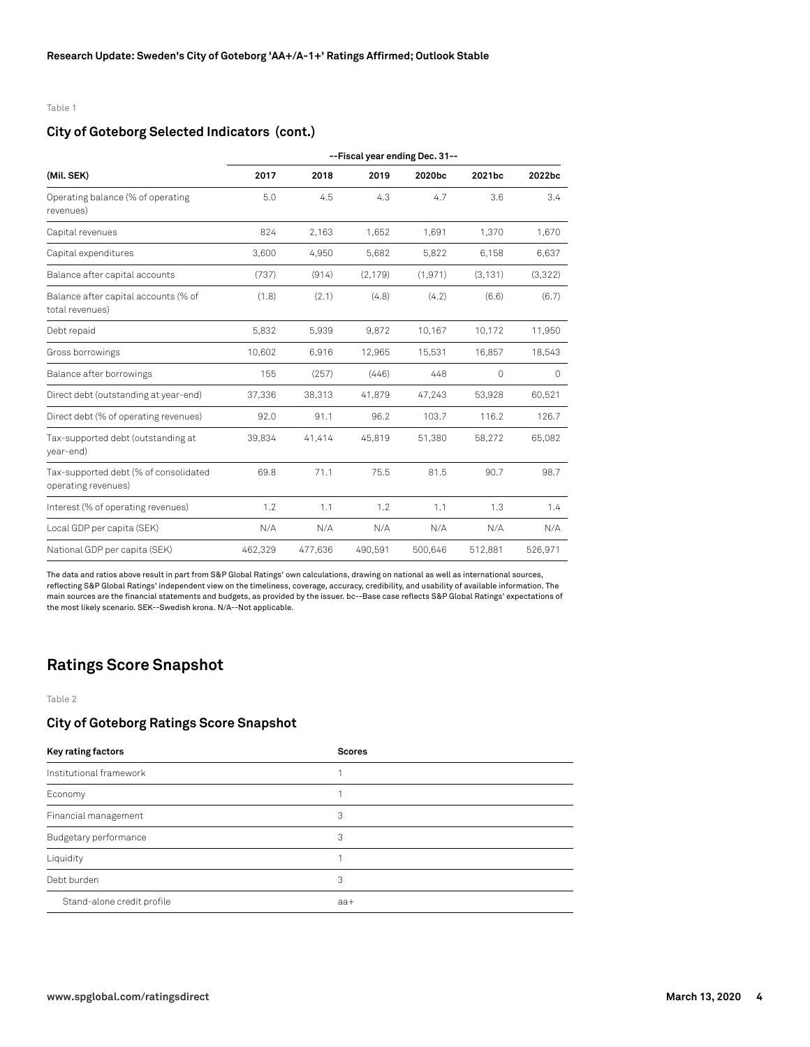Table 1

## City of Goteborg Selected Indicators (cont.)

| | --Fiscal year ending Dec. 31-- | | | | | |
|---|---|---|---|---|---|---|
| (Mil. SEK) | 2017 | 2018 | 2019 | 2020bc | 2021bc | 2022bc |
| Operating balance (% of operating revenues) | 5.0 | 4.5 | 4.3 | 4.7 | 3.6 | 3.4 |
| Capital revenues | 824 | 2,163 | 1,652 | 1,691 | 1,370 | 1,670 |
| Capital expenditures | 3,600 | 4,950 | 5,682 | 5,822 | 6,158 | 6,637 |
| Balance after capital accounts | (737) | (914) | (2,179) | (1,971) | (3,131) | (3,322) |
| Balance after capital accounts (% of total revenues) | (1.8) | (2.1) | (4.8) | (4.2) | (6.6) | (6.7) |
| Debt repaid | 5,832 | 5,939 | 9,872 | 10,167 | 10,172 | 11,950 |
| Gross borrowings | 10,602 | 6,916 | 12,965 | 15,531 | 16,857 | 18,543 |
| Balance after borrowings | 155 | (257) | (446) | 448 | 0 | 0 |
| Direct debt (outstanding at year-end) | 37,336 | 38,313 | 41,879 | 47,243 | 53,928 | 60,521 |
| Direct debt (% of operating revenues) | 92.0 | 91.1 | 96.2 | 103.7 | 116.2 | 126.7 |
| Tax-supported debt (outstanding at year-end) | 39,834 | 41,414 | 45,819 | 51,380 | 58,272 | 65,082 |
| Tax-supported debt (% of consolidated operating revenues) | 69.8 | 71.1 | 75.5 | 81.5 | 90.7 | 98.7 |
| Interest (% of operating revenues) | 1.2 | 1.1 | 1.2 | 1.1 | 1.3 | 1.4 |
| Local GDP per capita (SEK) | N/A | N/A | N/A | N/A | N/A | N/A |
| National GDP per capita (SEK) | 462,329 | 477,636 | 490,591 | 500,646 | 512,881 | 526,971 |

The data and ratios above result in part from S&P Global Ratings' own calculations, drawing on national as well as international sources, reflecting S&P Global Ratings' independent view on the timeliness, coverage, accuracy, credibility, and usability of available information. The main sources are the financial statements and budgets, as provided by the issuer. bc--Base case reflects S&P Global Ratings' expectations of the most likely scenario. SEK--Swedish krona. N/A--Not applicable.

# Ratings Score Snapshot

Table 2

## City of Goteborg Ratings Score Snapshot

| Key rating factors | Scores |
|---|---|
| Institutional framework | 1 |
| Economy | 1 |
| Financial management | 3 |
| Budgetary performance | 3 |
| Liquidity | 1 |
| Debt burden | 3 |
| Stand-alone credit profile | aa+ |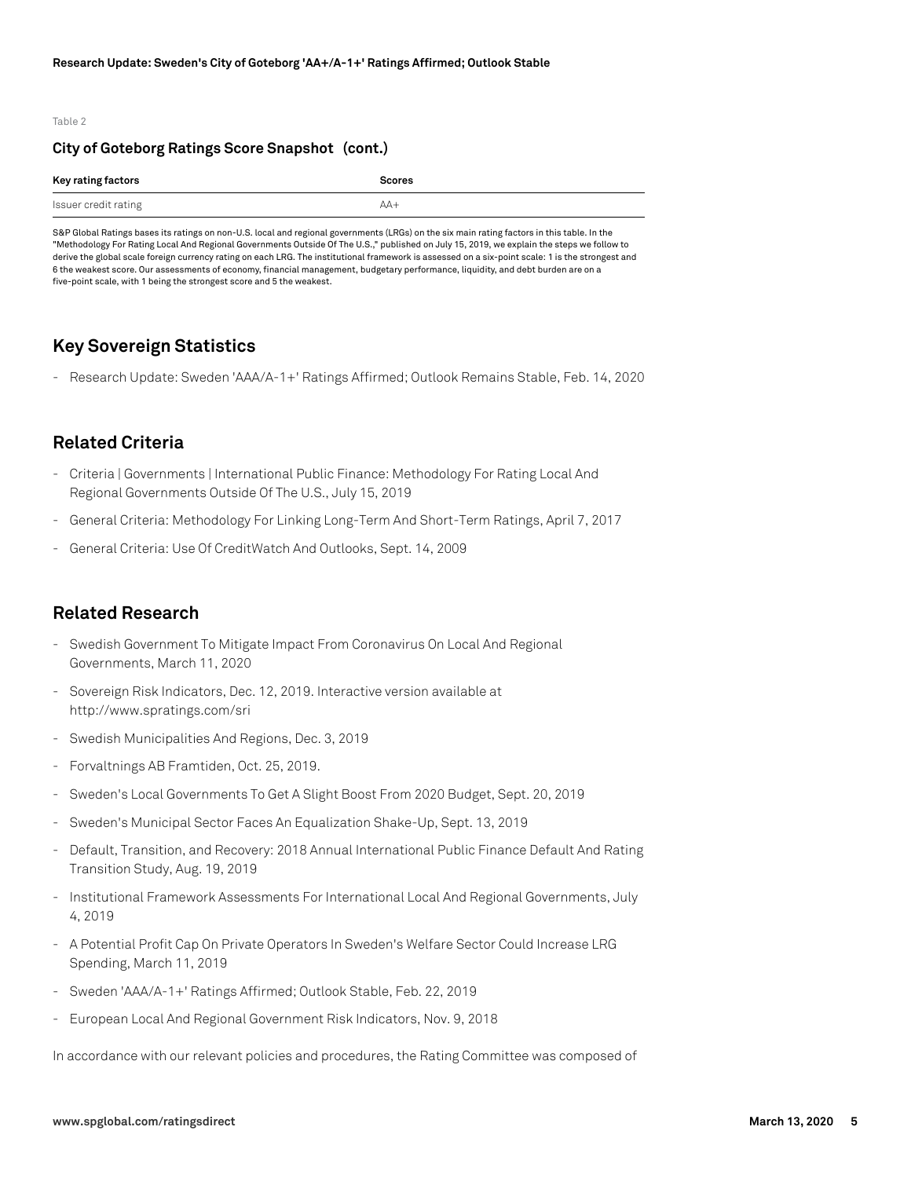Table 2

### City of Goteborg Ratings Score Snapshot (cont.)

| Key rating factors | Scores |
| --- | --- |
| Issuer credit rating | AA+ |

S&P Global Ratings bases its ratings on non-U.S. local and regional governments (LRGs) on the six main rating factors in this table. In the "Methodology For Rating Local And Regional Governments Outside Of The U.S.," published on July 15, 2019, we explain the steps we follow to derive the global scale foreign currency rating on each LRG. The institutional framework is assessed on a six-point scale: 1 is the strongest and 6 the weakest score. Our assessments of economy, financial management, budgetary performance, liquidity, and debt burden are on a five-point scale, with 1 being the strongest score and 5 the weakest.

## Key Sovereign Statistics

- Research Update: Sweden 'AAA/A-1+' Ratings Affirmed; Outlook Remains Stable, Feb. 14, 2020

## Related Criteria

- Criteria | Governments | International Public Finance: Methodology For Rating Local And Regional Governments Outside Of The U.S., July 15, 2019
- General Criteria: Methodology For Linking Long-Term And Short-Term Ratings, April 7, 2017
- General Criteria: Use Of CreditWatch And Outlooks, Sept. 14, 2009

## Related Research

- Swedish Government To Mitigate Impact From Coronavirus On Local And Regional Governments, March 11, 2020
- Sovereign Risk Indicators, Dec. 12, 2019. Interactive version available at http://www.spratings.com/sri
- Swedish Municipalities And Regions, Dec. 3, 2019
- Forvaltnings AB Framtiden, Oct. 25, 2019.
- Sweden's Local Governments To Get A Slight Boost From 2020 Budget, Sept. 20, 2019
- Sweden's Municipal Sector Faces An Equalization Shake-Up, Sept. 13, 2019
- Default, Transition, and Recovery: 2018 Annual International Public Finance Default And Rating Transition Study, Aug. 19, 2019
- Institutional Framework Assessments For International Local And Regional Governments, July 4, 2019
- A Potential Profit Cap On Private Operators In Sweden's Welfare Sector Could Increase LRG Spending, March 11, 2019
- Sweden 'AAA/A-1+' Ratings Affirmed; Outlook Stable, Feb. 22, 2019
- European Local And Regional Government Risk Indicators, Nov. 9, 2018

In accordance with our relevant policies and procedures, the Rating Committee was composed of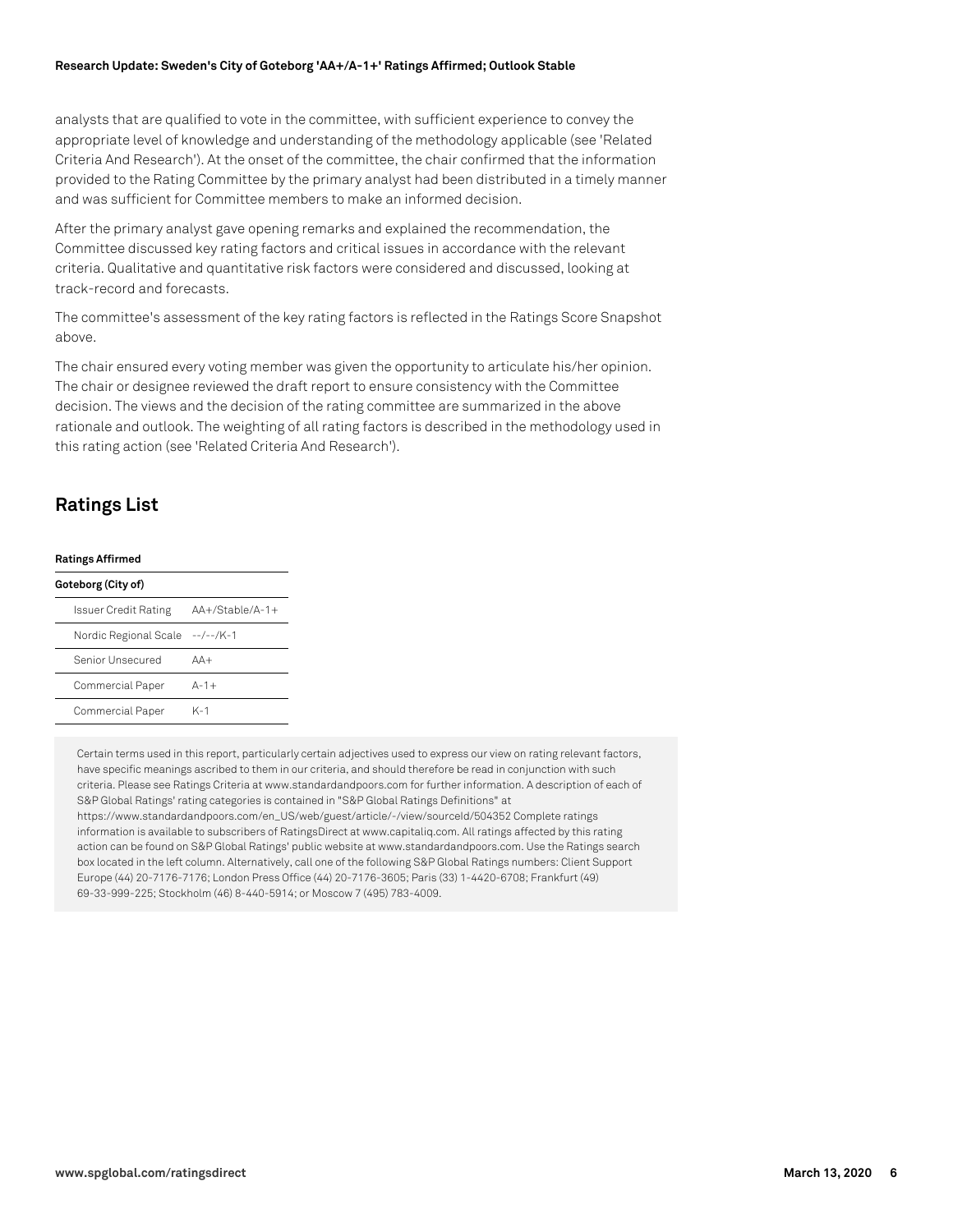analysts that are qualified to vote in the committee, with sufficient experience to convey the appropriate level of knowledge and understanding of the methodology applicable (see 'Related Criteria And Research'). At the onset of the committee, the chair confirmed that the information provided to the Rating Committee by the primary analyst had been distributed in a timely manner and was sufficient for Committee members to make an informed decision.

After the primary analyst gave opening remarks and explained the recommendation, the Committee discussed key rating factors and critical issues in accordance with the relevant criteria. Qualitative and quantitative risk factors were considered and discussed, looking at track-record and forecasts.

The committee's assessment of the key rating factors is reflected in the Ratings Score Snapshot above.

The chair ensured every voting member was given the opportunity to articulate his/her opinion. The chair or designee reviewed the draft report to ensure consistency with the Committee decision. The views and the decision of the rating committee are summarized in the above rationale and outlook. The weighting of all rating factors is described in the methodology used in this rating action (see 'Related Criteria And Research').

## Ratings List

**Ratings Affirmed**

| **Goteborg (City of)** | |
|---|---|
| Issuer Credit Rating | AA+/Stable/A-1+ |
| Nordic Regional Scale | --/--/K-1 |
| Senior Unsecured | AA+ |
| Commercial Paper | A-1+ |
| Commercial Paper | K-1 |

Certain terms used in this report, particularly certain adjectives used to express our view on rating relevant factors, have specific meanings ascribed to them in our criteria, and should therefore be read in conjunction with such criteria. Please see Ratings Criteria at www.standardandpoors.com for further information. A description of each of S&P Global Ratings' rating categories is contained in "S&P Global Ratings Definitions" at https://www.standardandpoors.com/en_US/web/guest/article/-/view/sourceId/504352 Complete ratings information is available to subscribers of RatingsDirect at www.capitaliq.com. All ratings affected by this rating action can be found on S&P Global Ratings' public website at www.standardandpoors.com. Use the Ratings search box located in the left column. Alternatively, call one of the following S&P Global Ratings numbers: Client Support Europe (44) 20-7176-7176; London Press Office (44) 20-7176-3605; Paris (33) 1-4420-6708; Frankfurt (49) 69-33-999-225; Stockholm (46) 8-440-5914; or Moscow 7 (495) 783-4009.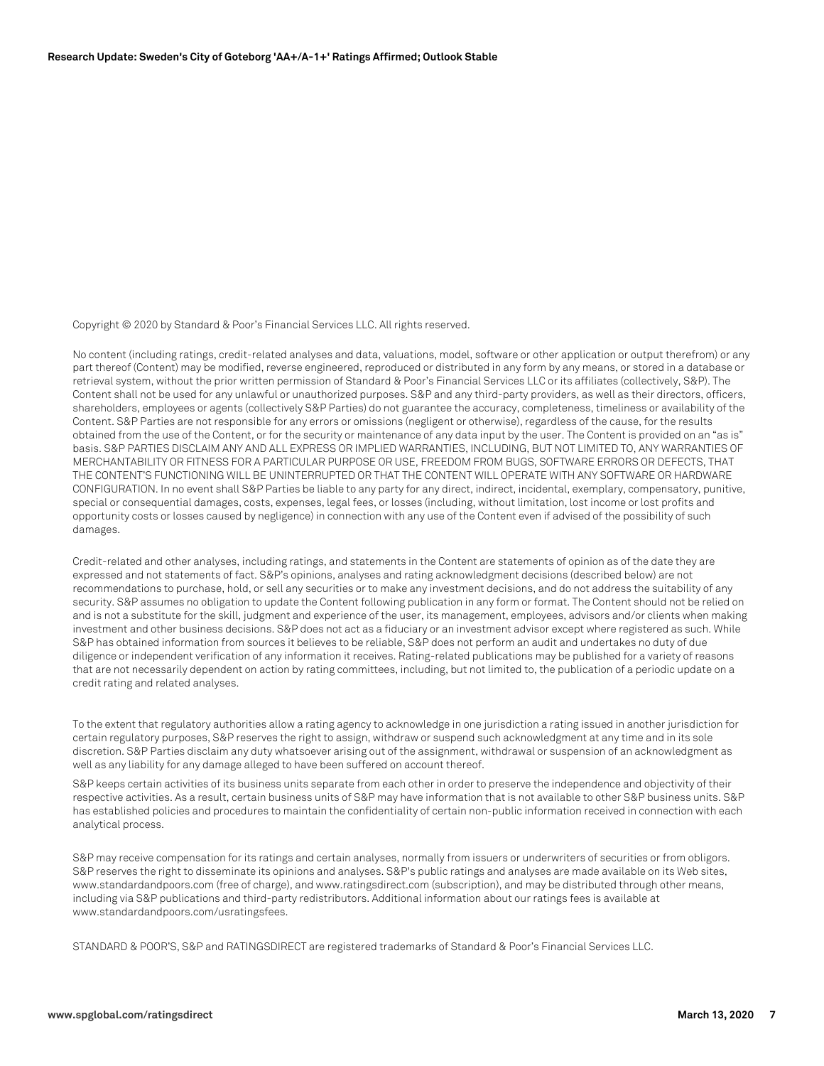Copyright © 2020 by Standard & Poor's Financial Services LLC. All rights reserved.

No content (including ratings, credit-related analyses and data, valuations, model, software or other application or output therefrom) or any part thereof (Content) may be modified, reverse engineered, reproduced or distributed in any form by any means, or stored in a database or retrieval system, without the prior written permission of Standard & Poor's Financial Services LLC or its affiliates (collectively, S&P). The Content shall not be used for any unlawful or unauthorized purposes. S&P and any third-party providers, as well as their directors, officers, shareholders, employees or agents (collectively S&P Parties) do not guarantee the accuracy, completeness, timeliness or availability of the Content. S&P Parties are not responsible for any errors or omissions (negligent or otherwise), regardless of the cause, for the results obtained from the use of the Content, or for the security or maintenance of any data input by the user. The Content is provided on an "as is" basis. S&P PARTIES DISCLAIM ANY AND ALL EXPRESS OR IMPLIED WARRANTIES, INCLUDING, BUT NOT LIMITED TO, ANY WARRANTIES OF MERCHANTABILITY OR FITNESS FOR A PARTICULAR PURPOSE OR USE, FREEDOM FROM BUGS, SOFTWARE ERRORS OR DEFECTS, THAT THE CONTENT'S FUNCTIONING WILL BE UNINTERRUPTED OR THAT THE CONTENT WILL OPERATE WITH ANY SOFTWARE OR HARDWARE CONFIGURATION. In no event shall S&P Parties be liable to any party for any direct, indirect, incidental, exemplary, compensatory, punitive, special or consequential damages, costs, expenses, legal fees, or losses (including, without limitation, lost income or lost profits and opportunity costs or losses caused by negligence) in connection with any use of the Content even if advised of the possibility of such damages.

Credit-related and other analyses, including ratings, and statements in the Content are statements of opinion as of the date they are expressed and not statements of fact. S&P's opinions, analyses and rating acknowledgment decisions (described below) are not recommendations to purchase, hold, or sell any securities or to make any investment decisions, and do not address the suitability of any security. S&P assumes no obligation to update the Content following publication in any form or format. The Content should not be relied on and is not a substitute for the skill, judgment and experience of the user, its management, employees, advisors and/or clients when making investment and other business decisions. S&P does not act as a fiduciary or an investment advisor except where registered as such. While S&P has obtained information from sources it believes to be reliable, S&P does not perform an audit and undertakes no duty of due diligence or independent verification of any information it receives. Rating-related publications may be published for a variety of reasons that are not necessarily dependent on action by rating committees, including, but not limited to, the publication of a periodic update on a credit rating and related analyses.

To the extent that regulatory authorities allow a rating agency to acknowledge in one jurisdiction a rating issued in another jurisdiction for certain regulatory purposes, S&P reserves the right to assign, withdraw or suspend such acknowledgment at any time and in its sole discretion. S&P Parties disclaim any duty whatsoever arising out of the assignment, withdrawal or suspension of an acknowledgment as well as any liability for any damage alleged to have been suffered on account thereof.

S&P keeps certain activities of its business units separate from each other in order to preserve the independence and objectivity of their respective activities. As a result, certain business units of S&P may have information that is not available to other S&P business units. S&P has established policies and procedures to maintain the confidentiality of certain non-public information received in connection with each analytical process.

S&P may receive compensation for its ratings and certain analyses, normally from issuers or underwriters of securities or from obligors. S&P reserves the right to disseminate its opinions and analyses. S&P's public ratings and analyses are made available on its Web sites, www.standardandpoors.com (free of charge), and www.ratingsdirect.com (subscription), and may be distributed through other means, including via S&P publications and third-party redistributors. Additional information about our ratings fees is available at www.standardandpoors.com/usratingsfees.

STANDARD & POOR'S, S&P and RATINGSDIRECT are registered trademarks of Standard & Poor's Financial Services LLC.